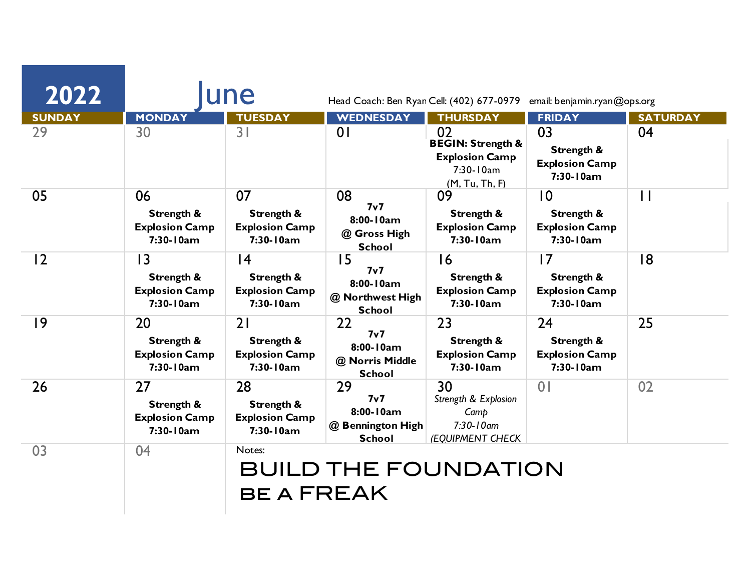# 2022 June

Head Coach: Ben Ryan Cell: (402) 677-0979 email: benjamin.ryan@ops.org

| SUNDAY | MONDAY | TUESDAY | WEDNESDAY | THURSDAY | FRIDAY | SATURDAY |
|---|---|---|---|---|---|---|
| 29 | 30 | 31 | 01 | 02 **BEGIN: Strength & Explosion Camp** 7:30-10am (M, Tu, Th, F) | 03 **Strength & Explosion Camp 7:30-10am** | 04 |
| 05 | 06 **Strength & Explosion Camp 7:30-10am** | 07 **Strength & Explosion Camp 7:30-10am** | 08 **7v7 8:00-10am @ Gross High School** | 09 **Strength & Explosion Camp 7:30-10am** | 10 **Strength & Explosion Camp 7:30-10am** | 11 |
| 12 | 13 **Strength & Explosion Camp 7:30-10am** | 14 **Strength & Explosion Camp 7:30-10am** | 15 **7v7 8:00-10am @ Northwest High School** | 16 **Strength & Explosion Camp 7:30-10am** | 17 **Strength & Explosion Camp 7:30-10am** | 18 |
| 19 | 20 **Strength & Explosion Camp 7:30-10am** | 21 **Strength & Explosion Camp 7:30-10am** | 22 **7v7 8:00-10am @ Norris Middle School** | 23 **Strength & Explosion Camp 7:30-10am** | 24 **Strength & Explosion Camp 7:30-10am** | 25 |
| 26 | 27 **Strength & Explosion Camp 7:30-10am** | 28 **Strength & Explosion Camp 7:30-10am** | 29 **7v7 8:00-10am @ Bennington High School** | 30 *Strength & Explosion Camp 7:30-10am (EQUIPMENT CHECK* | 01 | 02 |
| 03 | 04 | | | | | |

Notes:

BUILD THE FOUNDATION

BE A FREAK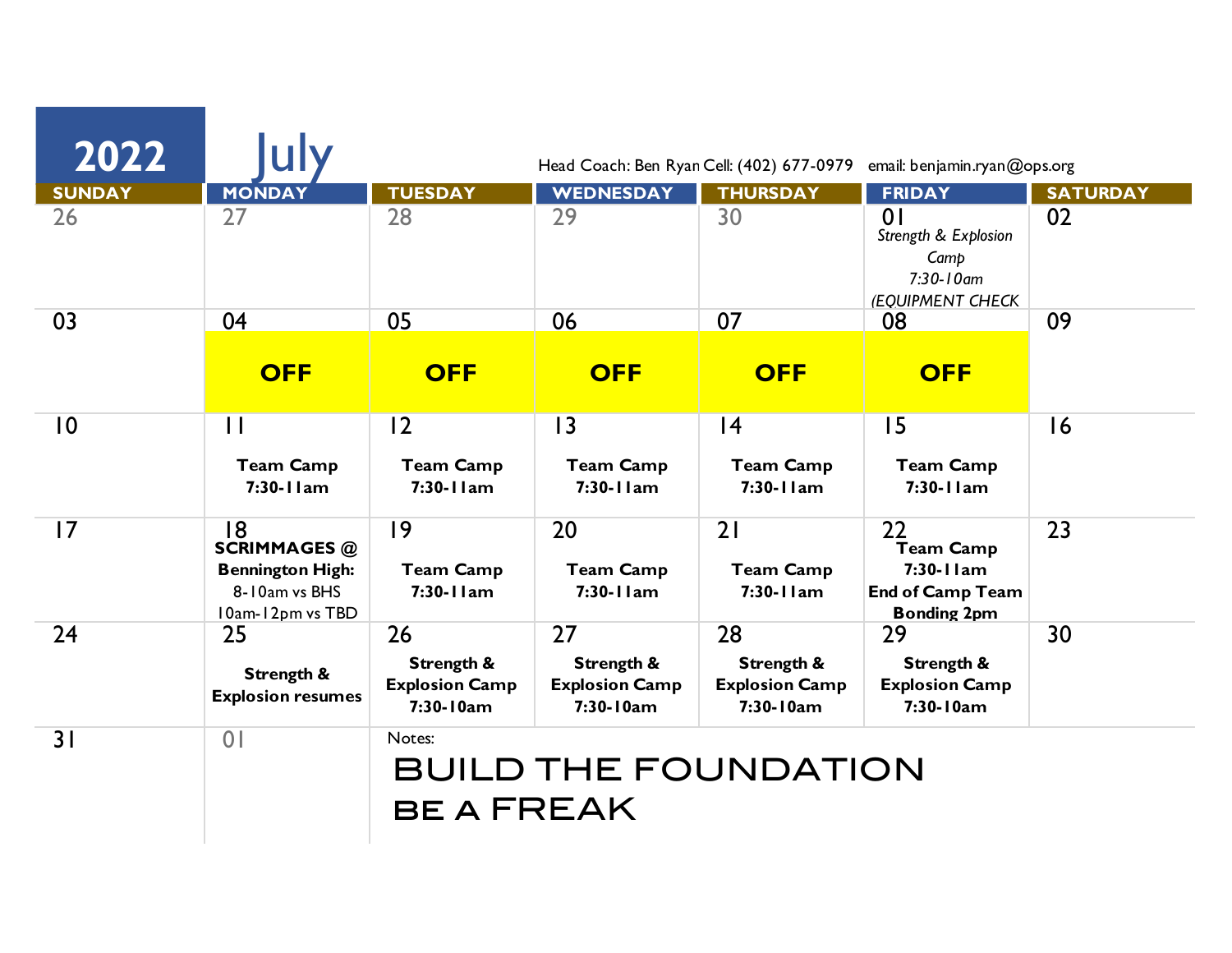# 2022 July

Head Coach: Ben Ryan Cell: (402) 677-0979 email: benjamin.ryan@ops.org

| SUNDAY | MONDAY | TUESDAY | WEDNESDAY | THURSDAY | FRIDAY | SATURDAY |
| --- | --- | --- | --- | --- | --- | --- |
| 26 | 27 | 28 | 29 | 30 | 01 *Strength & Explosion Camp 7:30-10am (EQUIPMENT CHECK* | 02 |
| 03 | 04 **OFF** | 05 **OFF** | 06 **OFF** | 07 **OFF** | 08 **OFF** | 09 |
| 10 | 11 **Team Camp 7:30-11am** | 12 **Team Camp 7:30-11am** | 13 **Team Camp 7:30-11am** | 14 **Team Camp 7:30-11am** | 15 **Team Camp 7:30-11am** | 16 |
| 17 | 18 **SCRIMMAGES @ Bennington High:** 8-10am vs BHS 10am-12pm vs TBD | 19 **Team Camp 7:30-11am** | 20 **Team Camp 7:30-11am** | 21 **Team Camp 7:30-11am** | 22 **Team Camp 7:30-11am End of Camp Team Bonding 2pm** | 23 |
| 24 | 25 **Strength & Explosion resumes** | 26 **Strength & Explosion Camp 7:30-10am** | 27 **Strength & Explosion Camp 7:30-10am** | 28 **Strength & Explosion Camp 7:30-10am** | 29 **Strength & Explosion Camp 7:30-10am** | 30 |
| 31 | 01 | Notes: | | | | |

Notes:

**BUILD THE FOUNDATION**

**BE A FREAK**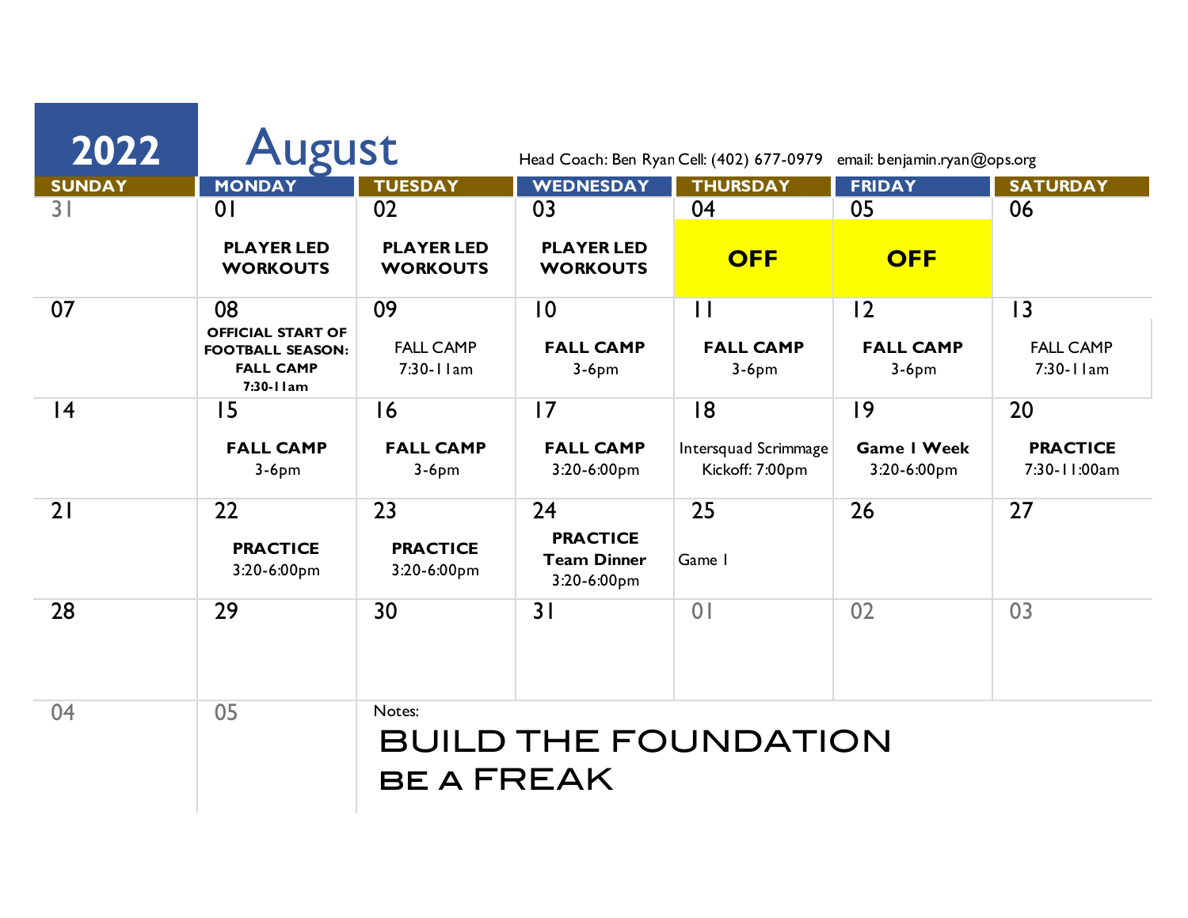# 2022 August

Head Coach: Ben Ryan Cell: (402) 677-0979 email: benjamin.ryan@ops.org

| SUNDAY | MONDAY | TUESDAY | WEDNESDAY | THURSDAY | FRIDAY | SATURDAY |
|---|---|---|---|---|---|---|
| 31 | 01 **PLAYER LED WORKOUTS** | 02 **PLAYER LED WORKOUTS** | 03 **PLAYER LED WORKOUTS** | 04 **OFF** | 05 **OFF** | 06 |
| 07 | 08 **OFFICIAL START OF FOOTBALL SEASON: FALL CAMP 7:30-11am** | 09 FALL CAMP 7:30-11am | 10 **FALL CAMP** 3-6pm | 11 **FALL CAMP** 3-6pm | 12 **FALL CAMP** 3-6pm | 13 FALL CAMP 7:30-11am |
| 14 | 15 **FALL CAMP** 3-6pm | 16 **FALL CAMP** 3-6pm | 17 **FALL CAMP** 3:20-6:00pm | 18 Intersquad Scrimmage Kickoff: 7:00pm | 19 **Game 1 Week** 3:20-6:00pm | 20 **PRACTICE** 7:30-11:00am |
| 21 | 22 **PRACTICE** 3:20-6:00pm | 23 **PRACTICE** 3:20-6:00pm | 24 **PRACTICE Team Dinner** 3:20-6:00pm | 25 Game 1 | 26 | 27 |
| 28 | 29 | 30 | 31 | 01 | 02 | 03 |
| 04 | 05 | | | | | |

Notes:

BUILD THE FOUNDATION
BE A FREAK